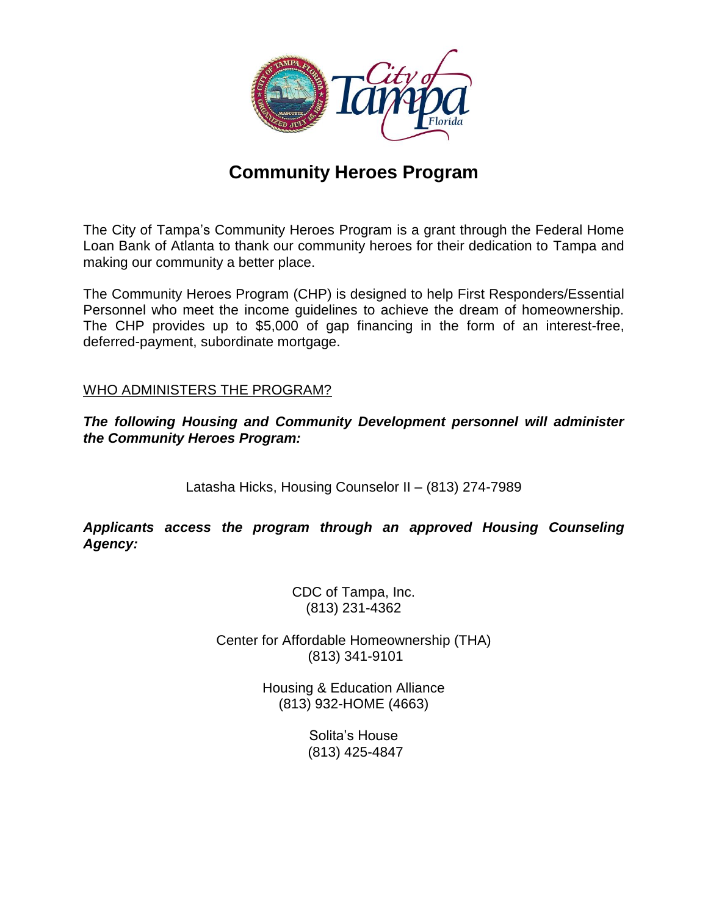# Community Heroes Program

The City of Tampa's Community Heroes Program is a grant through the Federal Home Loan Bank of Atlanta to thank our community heroes for their dedication to Tampa and making our community a better place.

The Community Heroes Program (CHP) is designed to help First Responders/Essential Personnel who meet the income guidelines to achieve the dream of homeownership. The CHP provides up to $5,000 of gap financing in the form of an interest-free, deferred-payment, subordinate mortgage.

## WHO ADMINISTERS THE PROGRAM?

***The following Housing and Community Development personnel will administer the Community Heroes Program:***

Latasha Hicks, Housing Counselor II – (813) 274-7989

***Applicants access the program through an approved Housing Counseling Agency:***

CDC of Tampa, Inc.
(813) 231-4362

Center for Affordable Homeownership (THA)
(813) 341-9101

Housing & Education Alliance
(813) 932-HOME (4663)

Solita's House
(813) 425-4847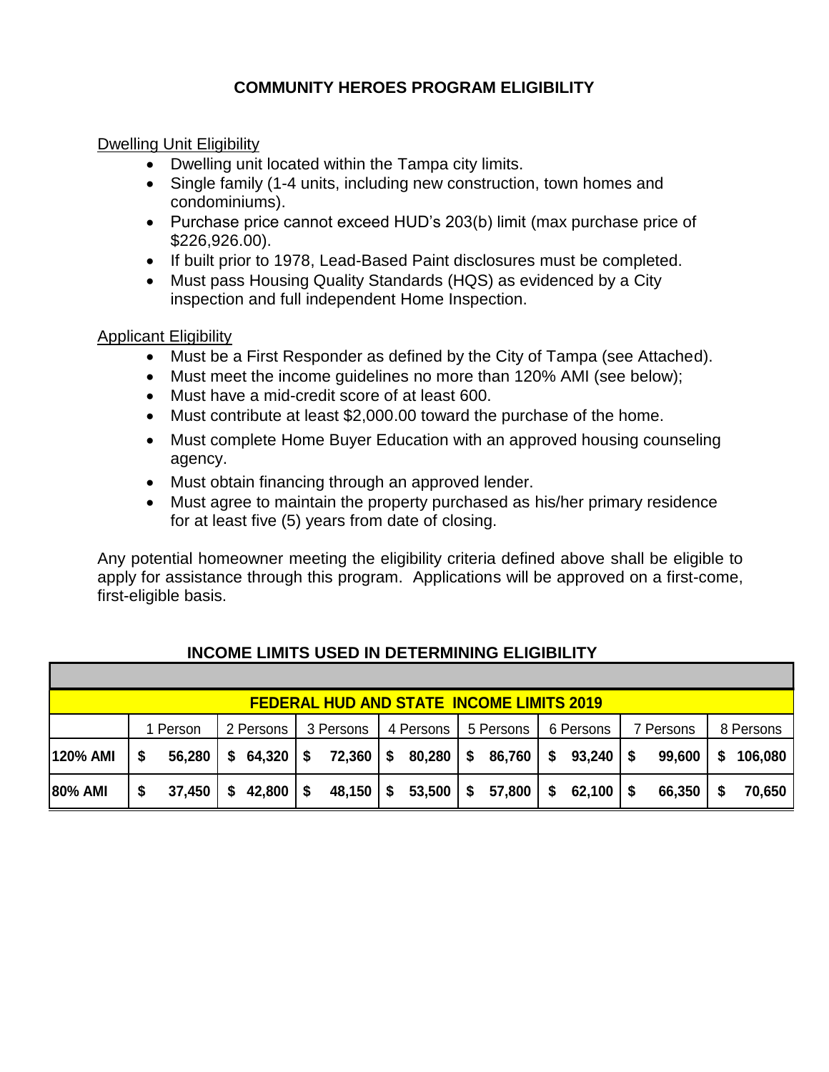# COMMUNITY HEROES PROGRAM ELIGIBILITY

## Dwelling Unit Eligibility

- Dwelling unit located within the Tampa city limits.
- Single family (1-4 units, including new construction, town homes and condominiums).
- Purchase price cannot exceed HUD's 203(b) limit (max purchase price of $226,926.00).
- If built prior to 1978, Lead-Based Paint disclosures must be completed.
- Must pass Housing Quality Standards (HQS) as evidenced by a City inspection and full independent Home Inspection.

## Applicant Eligibility

- Must be a First Responder as defined by the City of Tampa (see Attached).
- Must meet the income guidelines no more than 120% AMI (see below);
- Must have a mid-credit score of at least 600.
- Must contribute at least $2,000.00 toward the purchase of the home.
- Must complete Home Buyer Education with an approved housing counseling agency.
- Must obtain financing through an approved lender.
- Must agree to maintain the property purchased as his/her primary residence for at least five (5) years from date of closing.

Any potential homeowner meeting the eligibility criteria defined above shall be eligible to apply for assistance through this program. Applications will be approved on a first-come, first-eligible basis.

## INCOME LIMITS USED IN DETERMINING ELIGIBILITY

| FEDERAL HUD AND STATE INCOME LIMITS 2019 | | | | | | | | |
|---|---|---|---|---|---|---|---|---|
| | 1 Person | 2 Persons | 3 Persons | 4 Persons | 5 Persons | 6 Persons | 7 Persons | 8 Persons |
| **120% AMI** | $ 56,280 | $ 64,320 | $ 72,360 | $ 80,280 | $ 86,760 | $ 93,240 | $ 99,600 | $ 106,080 |
| **80% AMI** | $ 37,450 | $ 42,800 | $ 48,150 | $ 53,500 | $ 57,800 | $ 62,100 | $ 66,350 | $ 70,650 |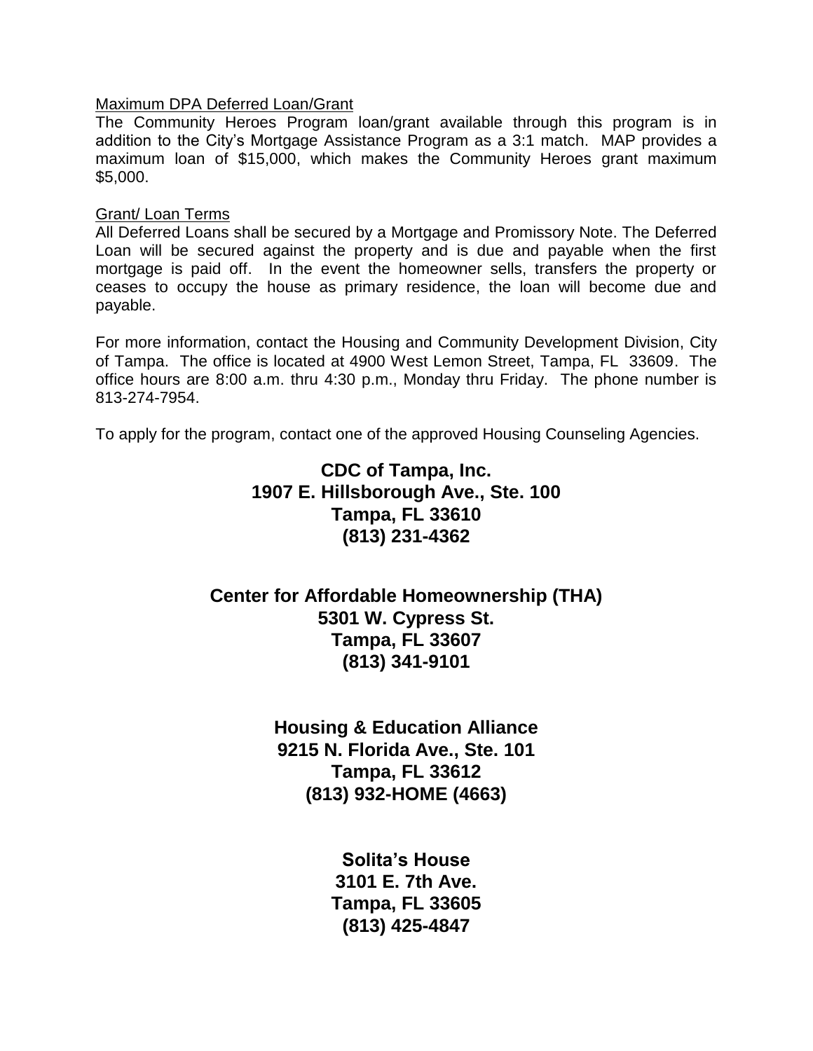Maximum DPA Deferred Loan/Grant

The Community Heroes Program loan/grant available through this program is in addition to the City's Mortgage Assistance Program as a 3:1 match. MAP provides a maximum loan of $15,000, which makes the Community Heroes grant maximum $5,000.

Grant/ Loan Terms

All Deferred Loans shall be secured by a Mortgage and Promissory Note. The Deferred Loan will be secured against the property and is due and payable when the first mortgage is paid off. In the event the homeowner sells, transfers the property or ceases to occupy the house as primary residence, the loan will become due and payable.

For more information, contact the Housing and Community Development Division, City of Tampa. The office is located at 4900 West Lemon Street, Tampa, FL 33609. The office hours are 8:00 a.m. thru 4:30 p.m., Monday thru Friday. The phone number is 813-274-7954.

To apply for the program, contact one of the approved Housing Counseling Agencies.

**CDC of Tampa, Inc.**
**1907 E. Hillsborough Ave., Ste. 100**
**Tampa, FL 33610**
**(813) 231-4362**

**Center for Affordable Homeownership (THA)**
**5301 W. Cypress St.**
**Tampa, FL 33607**
**(813) 341-9101**

**Housing & Education Alliance**
**9215 N. Florida Ave., Ste. 101**
**Tampa, FL 33612**
**(813) 932-HOME (4663)**

**Solita's House**
**3101 E. 7th Ave.**
**Tampa, FL 33605**
**(813) 425-4847**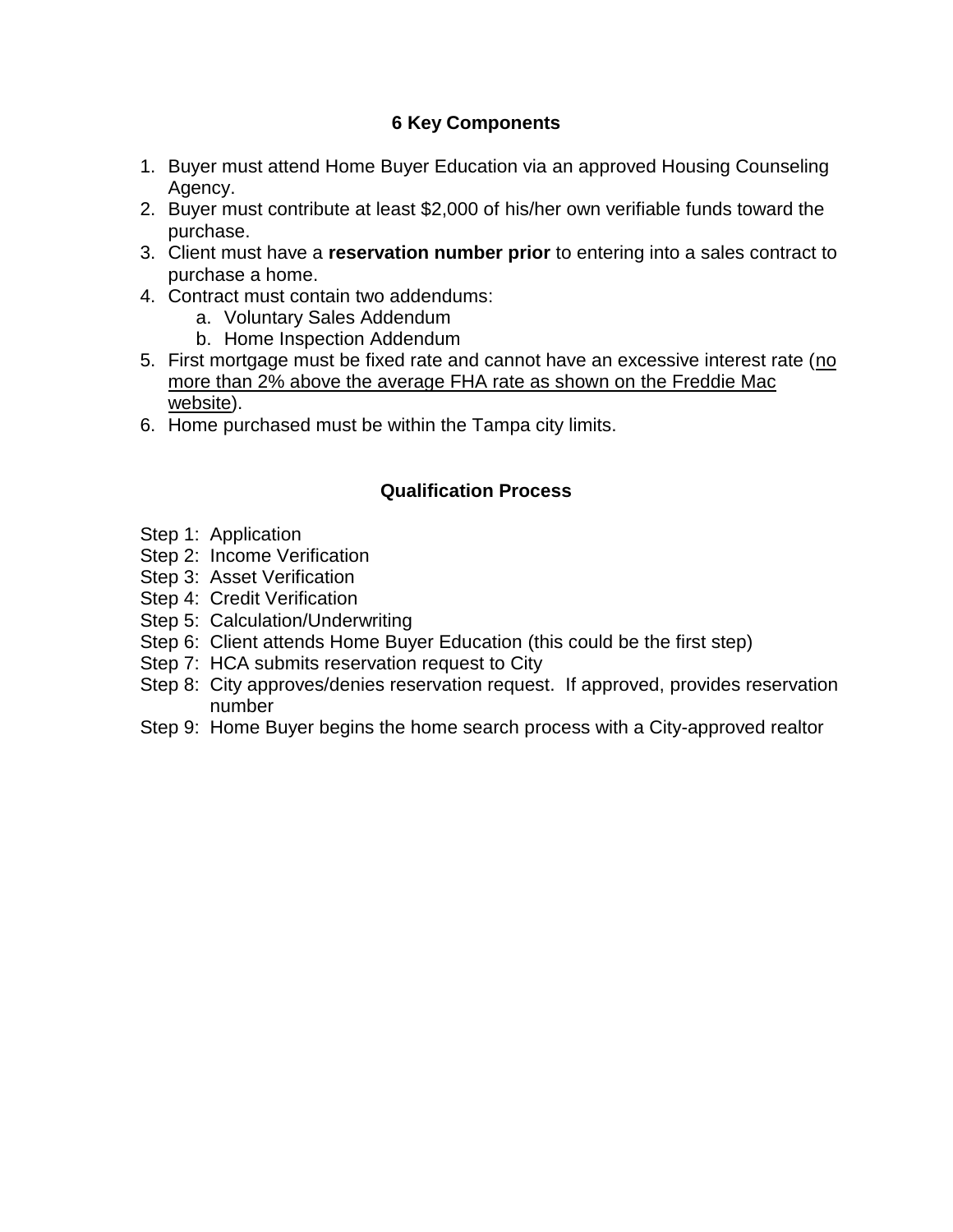## 6 Key Components

1. Buyer must attend Home Buyer Education via an approved Housing Counseling Agency.
2. Buyer must contribute at least $2,000 of his/her own verifiable funds toward the purchase.
3. Client must have a **reservation number prior** to entering into a sales contract to purchase a home.
4. Contract must contain two addendums:
   a. Voluntary Sales Addendum
   b. Home Inspection Addendum
5. First mortgage must be fixed rate and cannot have an excessive interest rate (no more than 2% above the average FHA rate as shown on the Freddie Mac website).
6. Home purchased must be within the Tampa city limits.

## Qualification Process

Step 1: Application
Step 2: Income Verification
Step 3: Asset Verification
Step 4: Credit Verification
Step 5: Calculation/Underwriting
Step 6: Client attends Home Buyer Education (this could be the first step)
Step 7: HCA submits reservation request to City
Step 8: City approves/denies reservation request. If approved, provides reservation number
Step 9: Home Buyer begins the home search process with a City-approved realtor